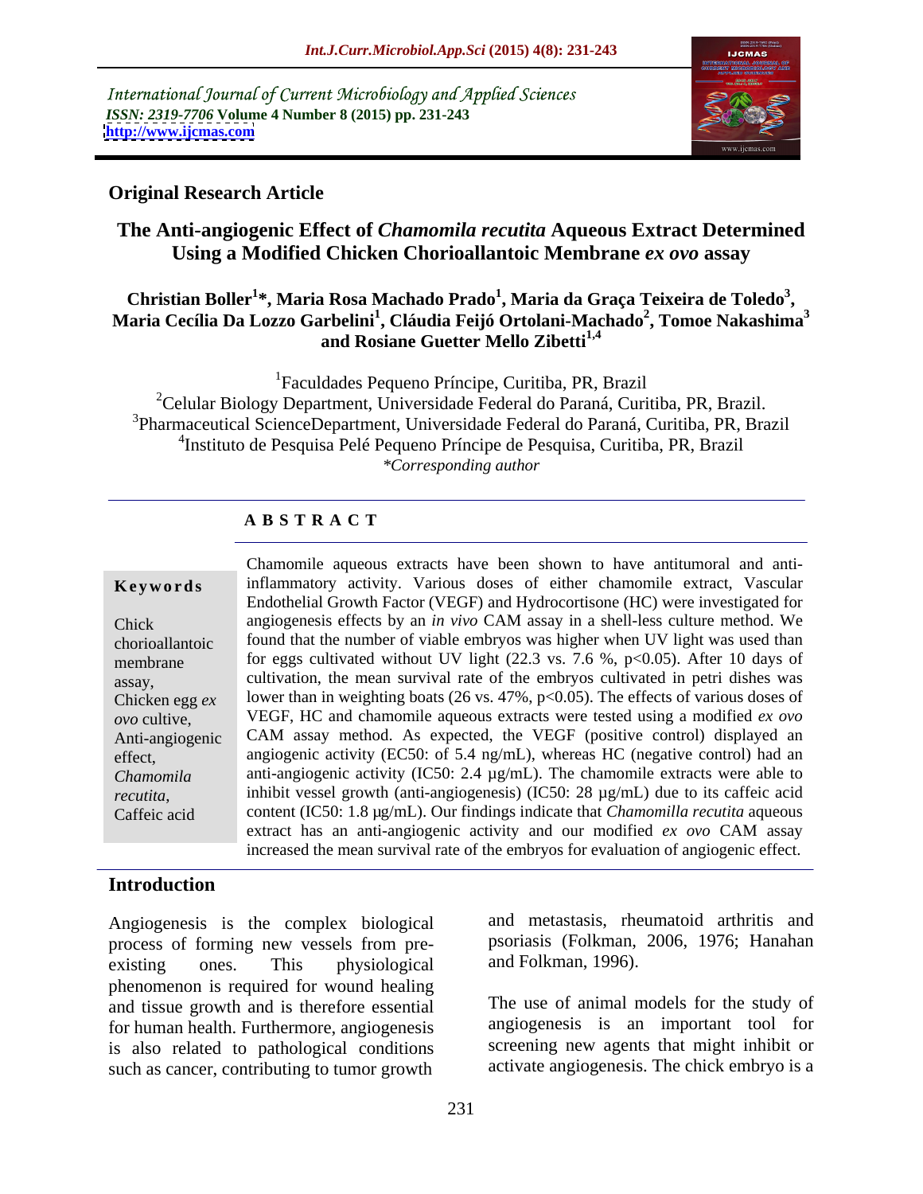International Journal of Current Microbiology and Applied Sciences
*ISSN: 2319-7706* **Volume 4 Number 8 (2015) pp. 231-243**
**http://www.ijcmas.com**

**Original Research Article**

# The Anti-angiogenic Effect of *Chamomila recutita* Aqueous Extract Determined Using a Modified Chicken Chorioallantoic Membrane *ex ovo* assay

**Christian Boller[1]*, Maria Rosa Machado Prado[1], Maria da Graça Teixeira de Toledo[3], Maria Cecília Da Lozzo Garbelini[1], Cláudia Feijó Ortolani-Machado[2], Tomoe Nakashima[3] and Rosiane Guetter Mello Zibetti[1,4]**

[1]Faculdades Pequeno Príncipe, Curitiba, PR, Brazil
[2]Celular Biology Department, Universidade Federal do Paraná, Curitiba, PR, Brazil.
[3]Pharmaceutical ScienceDepartment, Universidade Federal do Paraná, Curitiba, PR, Brazil
[4]Instituto de Pesquisa Pelé Pequeno Príncipe de Pesquisa, Curitiba, PR, Brazil
*\*Corresponding author*

## ABSTRACT

**Keywords**

Chick chorioallantoic membrane assay, Chicken egg *ex ovo* cultive, Anti-angiogenic effect, *Chamomila recutita,* Caffeic acid

Chamomile aqueous extracts have been shown to have antitumoral and anti-inflammatory activity. Various doses of either chamomile extract, Vascular Endothelial Growth Factor (VEGF) and Hydrocortisone (HC) were investigated for angiogenesis effects by an *in vivo* CAM assay in a shell-less culture method. We found that the number of viable embryos was higher when UV light was used than for eggs cultivated without UV light (22.3 vs. 7.6 %, $p<0.05$). After 10 days of cultivation, the mean survival rate of the embryos cultivated in petri dishes was lower than in weighting boats (26 vs. 47%, $p<0.05$). The effects of various doses of VEGF, HC and chamomile aqueous extracts were tested using a modified *ex ovo* CAM assay method. As expected, the VEGF (positive control) displayed an angiogenic activity (EC50: of 5.4 ng/mL), whereas HC (negative control) had an anti-angiogenic activity (IC50: 2.4 µg/mL). The chamomile extracts were able to inhibit vessel growth (anti-angiogenesis) (IC50: 28 µg/mL) due to its caffeic acid content (IC50: 1.8 µg/mL). Our findings indicate that *Chamomilla recutita* aqueous extract has an anti-angiogenic activity and our modified *ex ovo* CAM assay increased the mean survival rate of the embryos for evaluation of angiogenic effect.

## Introduction

Angiogenesis is the complex biological process of forming new vessels from pre-existing ones. This physiological phenomenon is required for wound healing and tissue growth and is therefore essential for human health. Furthermore, angiogenesis is also related to pathological conditions such as cancer, contributing to tumor growth and metastasis, rheumatoid arthritis and psoriasis (Folkman, 2006, 1976; Hanahan and Folkman, 1996).

The use of animal models for the study of angiogenesis is an important tool for screening new agents that might inhibit or activate angiogenesis. The chick embryo is a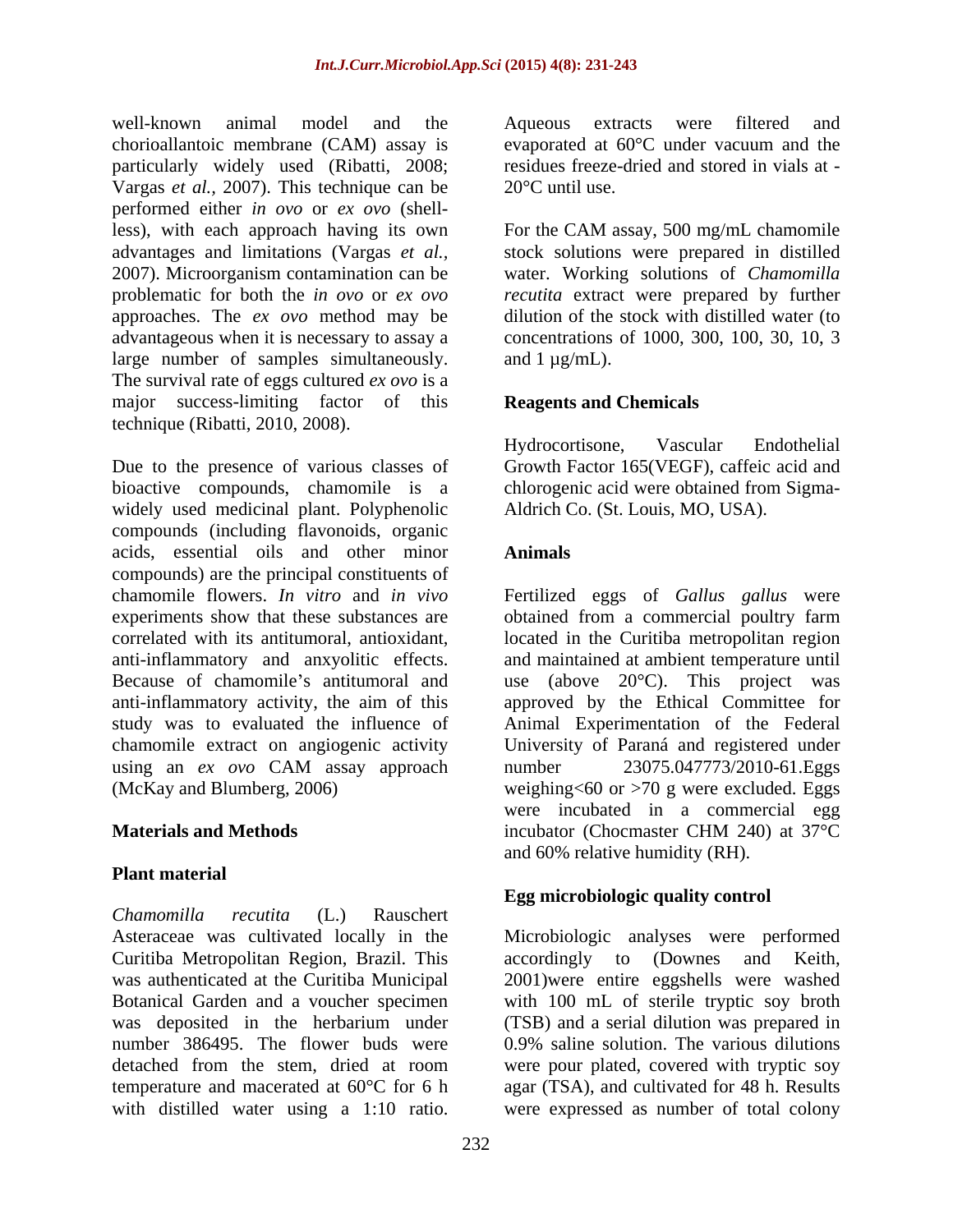well-known animal model and the chorioallantoic membrane (CAM) assay is particularly widely used (Ribatti, 2008; Vargas *et al.*, 2007). This technique can be performed either *in ovo* or *ex ovo* (shell-less), with each approach having its own advantages and limitations (Vargas *et al.*, 2007). Microorganism contamination can be problematic for both the *in ovo* or *ex ovo* approaches. The *ex ovo* method may be advantageous when it is necessary to assay a large number of samples simultaneously. The survival rate of eggs cultured *ex ovo* is a major success-limiting factor of this technique (Ribatti, 2010, 2008).

Due to the presence of various classes of bioactive compounds, chamomile is a widely used medicinal plant. Polyphenolic compounds (including flavonoids, organic acids, essential oils and other minor compounds) are the principal constituents of chamomile flowers. *In vitro* and *in vivo* experiments show that these substances are correlated with its antitumoral, antioxidant, anti-inflammatory and anxyolitic effects. Because of chamomile's antitumoral and anti-inflammatory activity, the aim of this study was to evaluated the influence of chamomile extract on angiogenic activity using an *ex ovo* CAM assay approach (McKay and Blumberg, 2006)

## Materials and Methods

### Plant material

*Chamomilla recutita* (L.) Rauschert Asteraceae was cultivated locally in the Curitiba Metropolitan Region, Brazil. This was authenticated at the Curitiba Municipal Botanical Garden and a voucher specimen was deposited in the herbarium under number 386495. The flower buds were detached from the stem, dried at room temperature and macerated at 60°C for 6 h with distilled water using a 1:10 ratio. Aqueous extracts were filtered and evaporated at 60°C under vacuum and the residues freeze-dried and stored in vials at -20°C until use.

For the CAM assay, 500 mg/mL chamomile stock solutions were prepared in distilled water. Working solutions of *Chamomilla recutita* extract were prepared by further dilution of the stock with distilled water (to concentrations of 1000, 300, 100, 30, 10, 3 and 1 µg/mL).

### Reagents and Chemicals

Hydrocortisone, Vascular Endothelial Growth Factor 165(VEGF), caffeic acid and chlorogenic acid were obtained from Sigma-Aldrich Co. (St. Louis, MO, USA).

### Animals

Fertilized eggs of *Gallus gallus* were obtained from a commercial poultry farm located in the Curitiba metropolitan region and maintained at ambient temperature until use (above 20°C). This project was approved by the Ethical Committee for Animal Experimentation of the Federal University of Paraná and registered under number 23075.047773/2010-61.Eggs weighing<60 or >70 g were excluded. Eggs were incubated in a commercial egg incubator (Chocmaster CHM 240) at 37°C and 60% relative humidity (RH).

### Egg microbiologic quality control

Microbiologic analyses were performed accordingly to (Downes and Keith, 2001)were entire eggshells were washed with 100 mL of sterile tryptic soy broth (TSB) and a serial dilution was prepared in 0.9% saline solution. The various dilutions were pour plated, covered with tryptic soy agar (TSA), and cultivated for 48 h. Results were expressed as number of total colony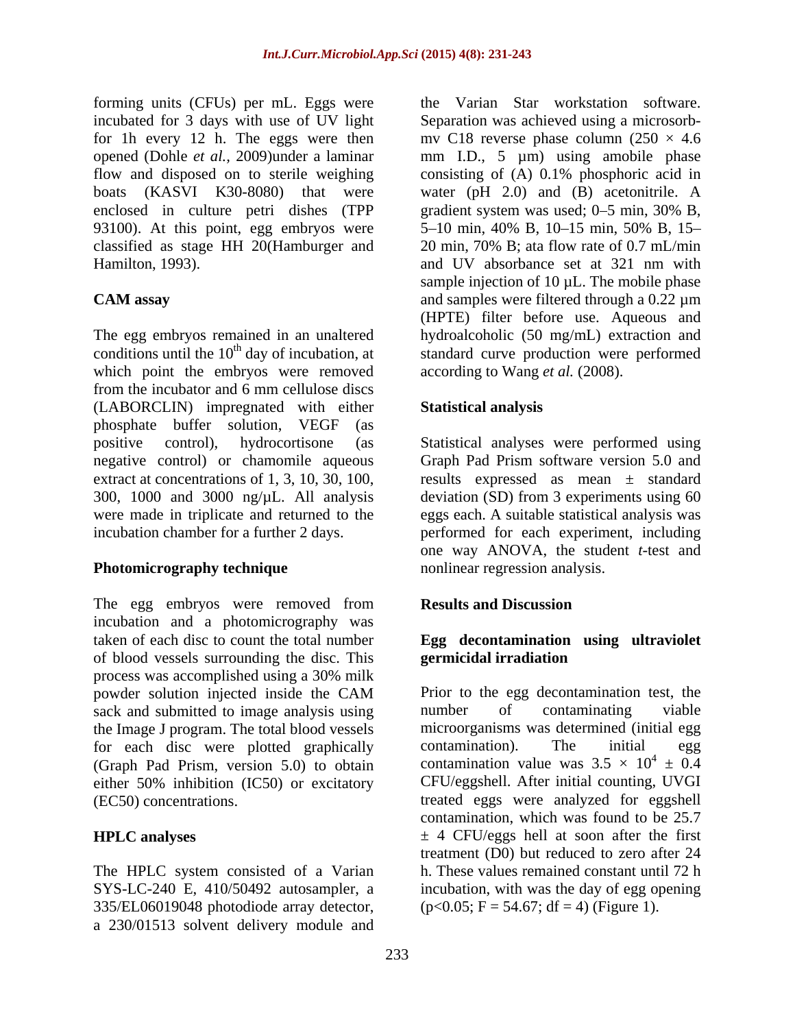forming units (CFUs) per mL. Eggs were incubated for 3 days with use of UV light for 1h every 12 h. The eggs were then opened (Dohle *et al.,* 2009)under a laminar flow and disposed on to sterile weighing boats (KASVI K30-8080) that were enclosed in culture petri dishes (TPP 93100). At this point, egg embryos were classified as stage HH 20(Hamburger and Hamilton, 1993).

**CAM assay**

The egg embryos remained in an unaltered conditions until the 10$^{th}$ day of incubation, at which point the embryos were removed from the incubator and 6 mm cellulose discs (LABORCLIN) impregnated with either phosphate buffer solution, VEGF (as positive control), hydrocortisone (as negative control) or chamomile aqueous extract at concentrations of 1, 3, 10, 30, 100, 300, 1000 and 3000 ng/µL. All analysis were made in triplicate and returned to the incubation chamber for a further 2 days.

**Photomicrography technique**

The egg embryos were removed from incubation and a photomicrography was taken of each disc to count the total number of blood vessels surrounding the disc. This process was accomplished using a 30% milk powder solution injected inside the CAM sack and submitted to image analysis using the Image J program. The total blood vessels for each disc were plotted graphically (Graph Pad Prism, version 5.0) to obtain either 50% inhibition (IC50) or excitatory (EC50) concentrations.

**HPLC analyses**

The HPLC system consisted of a Varian SYS-LC-240 E, 410/50492 autosampler, a 335/EL06019048 photodiode array detector, a 230/01513 solvent delivery module and the Varian Star workstation software. Separation was achieved using a microsorb-mv C18 reverse phase column (250 × 4.6 mm I.D., 5 µm) using amobile phase consisting of (A) 0.1% phosphoric acid in water (pH 2.0) and (B) acetonitrile. A gradient system was used; 0–5 min, 30% B, 5–10 min, 40% B, 10–15 min, 50% B, 15–20 min, 70% B; ata flow rate of 0.7 mL/min and UV absorbance set at 321 nm with sample injection of 10 µL. The mobile phase and samples were filtered through a 0.22 µm (HPTE) filter before use. Aqueous and hydroalcoholic (50 mg/mL) extraction and standard curve production were performed according to Wang *et al.* (2008).

**Statistical analysis**

Statistical analyses were performed using Graph Pad Prism software version 5.0 and results expressed as mean ± standard deviation (SD) from 3 experiments using 60 eggs each. A suitable statistical analysis was performed for each experiment, including one way ANOVA, the student *t*-test and nonlinear regression analysis.

**Results and Discussion**

**Egg decontamination using ultraviolet germicidal irradiation**

Prior to the egg decontamination test, the number of contaminating viable microorganisms was determined (initial egg contamination). The initial egg contamination value was $3.5 \times 10^4 \pm 0.4$ CFU/eggshell. After initial counting, UVGI treated eggs were analyzed for eggshell contamination, which was found to be 25.7 ± 4 CFU/eggs hell at soon after the first treatment (D0) but reduced to zero after 24 h. These values remained constant until 72 h incubation, with was the day of egg opening ($p<0.05$; $F = 54.67$; $df = 4$) (Figure 1).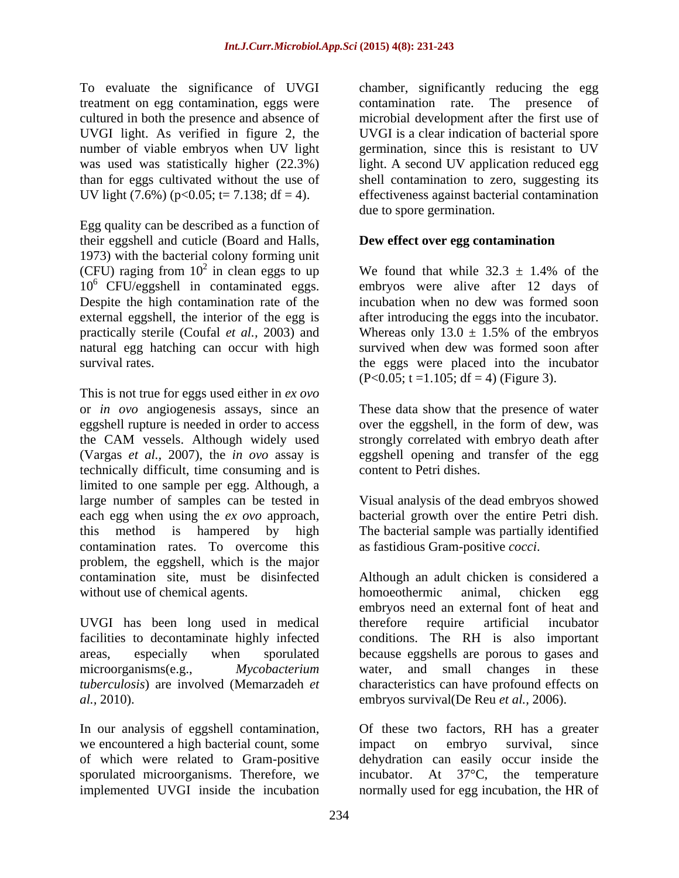To evaluate the significance of UVGI treatment on egg contamination, eggs were cultured in both the presence and absence of UVGI light. As verified in figure 2, the number of viable embryos when UV light was used was statistically higher (22.3%) than for eggs cultivated without the use of UV light (7.6%) ($p<0.05$; $t= 7.138$; $df = 4$).

Egg quality can be described as a function of their eggshell and cuticle (Board and Halls, 1973) with the bacterial colony forming unit (CFU) raging from $10^2$ in clean eggs to up $10^6$ CFU/eggshell in contaminated eggs. Despite the high contamination rate of the external eggshell, the interior of the egg is practically sterile (Coufal *et al.,* 2003) and natural egg hatching can occur with high survival rates.

This is not true for eggs used either in *ex ovo* or *in ovo* angiogenesis assays, since an eggshell rupture is needed in order to access the CAM vessels. Although widely used (Vargas *et al.*, 2007), the *in ovo* assay is technically difficult, time consuming and is limited to one sample per egg. Although, a large number of samples can be tested in each egg when using the *ex ovo* approach, this method is hampered by high contamination rates. To overcome this problem, the eggshell, which is the major contamination site, must be disinfected without use of chemical agents.

UVGI has been long used in medical facilities to decontaminate highly infected areas, especially when sporulated microorganisms(e.g., *Mycobacterium tuberculosis*) are involved (Memarzadeh *et al.,* 2010).

In our analysis of eggshell contamination, we encountered a high bacterial count, some of which were related to Gram-positive sporulated microorganisms. Therefore, we implemented UVGI inside the incubation chamber, significantly reducing the egg contamination rate. The presence of microbial development after the first use of UVGI is a clear indication of bacterial spore germination, since this is resistant to UV light. A second UV application reduced egg shell contamination to zero, suggesting its effectiveness against bacterial contamination due to spore germination.

**Dew effect over egg contamination**

We found that while $32.3 \pm 1.4\%$ of the embryos were alive after 12 days of incubation when no dew was formed soon after introducing the eggs into the incubator. Whereas only $13.0 \pm 1.5\%$ of the embryos survived when dew was formed soon after the eggs were placed into the incubator ($P<0.05$; $t =1.105$; $df = 4$) (Figure 3).

These data show that the presence of water over the eggshell, in the form of dew, was strongly correlated with embryo death after eggshell opening and transfer of the egg content to Petri dishes.

Visual analysis of the dead embryos showed bacterial growth over the entire Petri dish. The bacterial sample was partially identified as fastidious Gram-positive *cocci*.

Although an adult chicken is considered a homoeothermic animal, chicken egg embryos need an external font of heat and therefore require artificial incubator conditions. The RH is also important because eggshells are porous to gases and water, and small changes in these characteristics can have profound effects on embryos survival(De Reu *et al.*, 2006).

Of these two factors, RH has a greater impact on embryo survival, since dehydration can easily occur inside the incubator. At 37°C, the temperature normally used for egg incubation, the HR of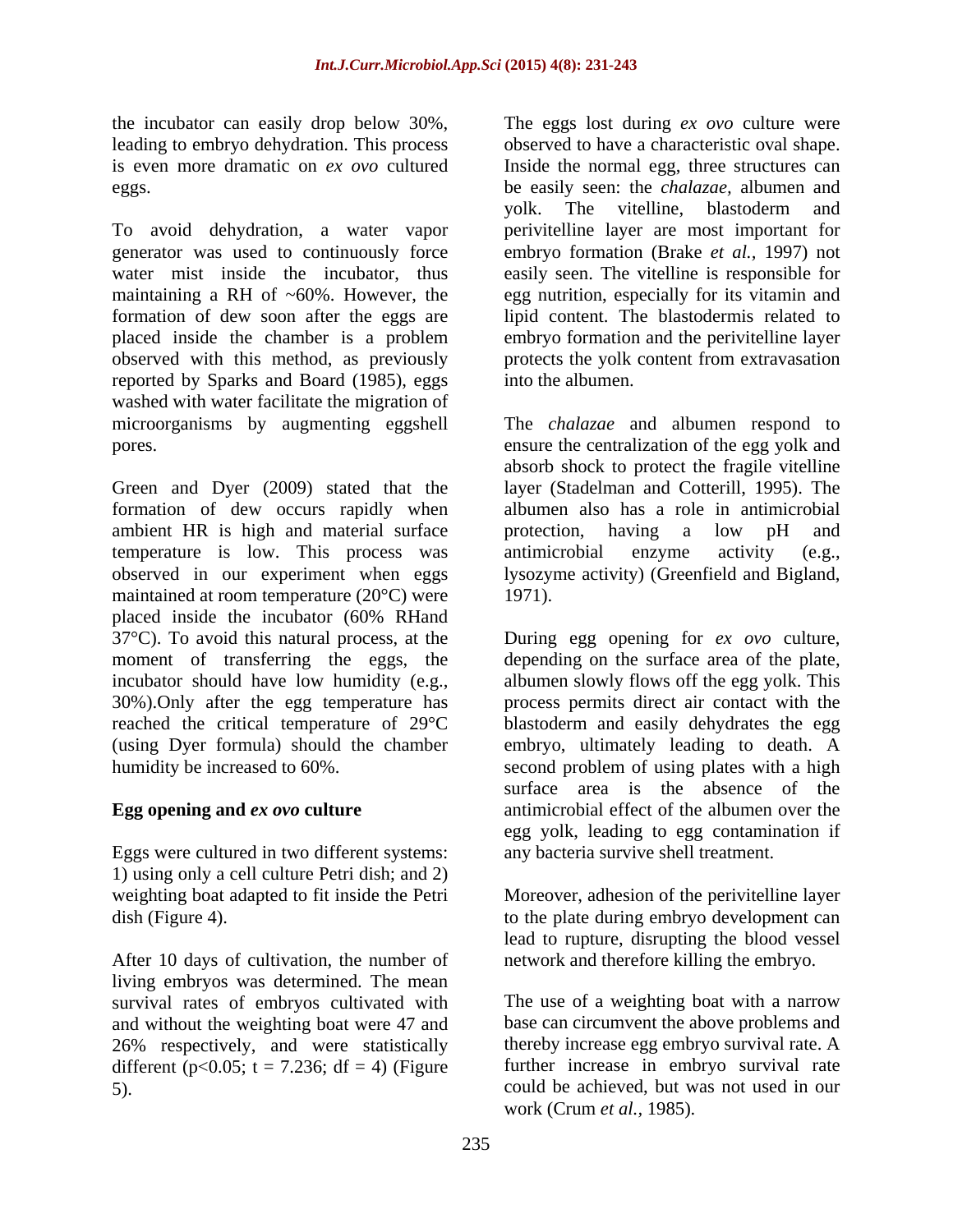the incubator can easily drop below 30%, leading to embryo dehydration. This process is even more dramatic on *ex ovo* cultured eggs.

To avoid dehydration, a water vapor generator was used to continuously force water mist inside the incubator, thus maintaining a RH of ~60%. However, the formation of dew soon after the eggs are placed inside the chamber is a problem observed with this method, as previously reported by Sparks and Board (1985), eggs washed with water facilitate the migration of microorganisms by augmenting eggshell pores.

Green and Dyer (2009) stated that the formation of dew occurs rapidly when ambient HR is high and material surface temperature is low. This process was observed in our experiment when eggs maintained at room temperature (20°C) were placed inside the incubator (60% RHand 37°C). To avoid this natural process, at the moment of transferring the eggs, the incubator should have low humidity (e.g., 30%).Only after the egg temperature has reached the critical temperature of 29°C (using Dyer formula) should the chamber humidity be increased to 60%.

## Egg opening and *ex ovo* culture

Eggs were cultured in two different systems: 1) using only a cell culture Petri dish; and 2) weighting boat adapted to fit inside the Petri dish (Figure 4).

After 10 days of cultivation, the number of living embryos was determined. The mean survival rates of embryos cultivated with and without the weighting boat were 47 and 26% respectively, and were statistically different ($p<0.05$; $t = 7.236$; $df = 4$) (Figure 5).

The eggs lost during *ex ovo* culture were observed to have a characteristic oval shape. Inside the normal egg, three structures can be easily seen: the *chalazae*, albumen and yolk. The vitelline, blastoderm and perivitelline layer are most important for embryo formation (Brake *et al.,* 1997) not easily seen. The vitelline is responsible for egg nutrition, especially for its vitamin and lipid content. The blastodermis related to embryo formation and the perivitelline layer protects the yolk content from extravasation into the albumen.

The *chalazae* and albumen respond to ensure the centralization of the egg yolk and absorb shock to protect the fragile vitelline layer (Stadelman and Cotterill, 1995). The albumen also has a role in antimicrobial protection, having a low pH and antimicrobial enzyme activity (e.g., lysozyme activity) (Greenfield and Bigland, 1971).

During egg opening for *ex ovo* culture, depending on the surface area of the plate, albumen slowly flows off the egg yolk. This process permits direct air contact with the blastoderm and easily dehydrates the egg embryo, ultimately leading to death. A second problem of using plates with a high surface area is the absence of the antimicrobial effect of the albumen over the egg yolk, leading to egg contamination if any bacteria survive shell treatment.

Moreover, adhesion of the perivitelline layer to the plate during embryo development can lead to rupture, disrupting the blood vessel network and therefore killing the embryo.

The use of a weighting boat with a narrow base can circumvent the above problems and thereby increase egg embryo survival rate. A further increase in embryo survival rate could be achieved, but was not used in our work (Crum *et al.,* 1985).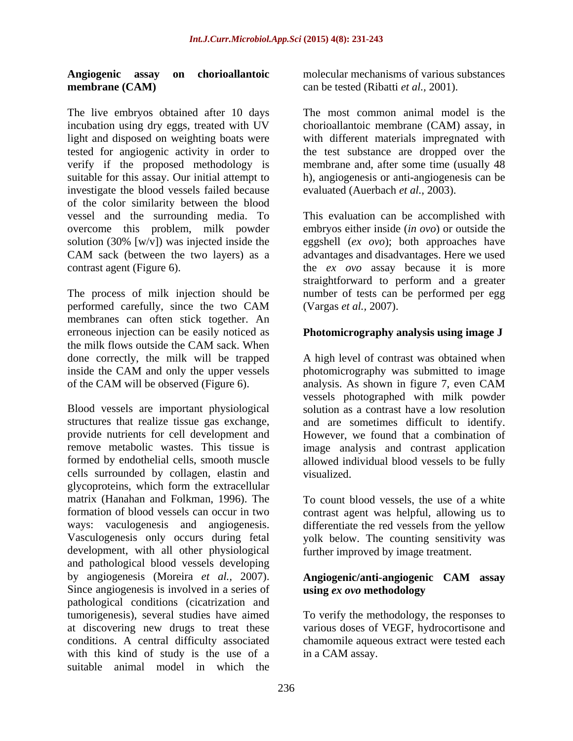### Angiogenic assay on chorioallantoic membrane (CAM)

The live embryos obtained after 10 days incubation using dry eggs, treated with UV light and disposed on weighting boats were tested for angiogenic activity in order to verify if the proposed methodology is suitable for this assay. Our initial attempt to investigate the blood vessels failed because of the color similarity between the blood vessel and the surrounding media. To overcome this problem, milk powder solution (30% [w/v]) was injected inside the CAM sack (between the two layers) as a contrast agent (Figure 6).

The process of milk injection should be performed carefully, since the two CAM membranes can often stick together. An erroneous injection can be easily noticed as the milk flows outside the CAM sack. When done correctly, the milk will be trapped inside the CAM and only the upper vessels of the CAM will be observed (Figure 6).

Blood vessels are important physiological structures that realize tissue gas exchange, provide nutrients for cell development and remove metabolic wastes. This tissue is formed by endothelial cells, smooth muscle cells surrounded by collagen, elastin and glycoproteins, which form the extracellular matrix (Hanahan and Folkman, 1996). The formation of blood vessels can occur in two ways: vaculogenesis and angiogenesis. Vasculogenesis only occurs during fetal development, with all other physiological and pathological blood vessels developing by angiogenesis (Moreira *et al.*, 2007). Since angiogenesis is involved in a series of pathological conditions (cicatrization and tumorigenesis), several studies have aimed at discovering new drugs to treat these conditions. A central difficulty associated with this kind of study is the use of a suitable animal model in which the molecular mechanisms of various substances can be tested (Ribatti *et al.,* 2001).

The most common animal model is the chorioallantoic membrane (CAM) assay, in with different materials impregnated with the test substance are dropped over the membrane and, after some time (usually 48 h), angiogenesis or anti-angiogenesis can be evaluated (Auerbach *et al.,* 2003).

This evaluation can be accomplished with embryos either inside (*in ovo*) or outside the eggshell (*ex ovo*); both approaches have advantages and disadvantages. Here we used the *ex ovo* assay because it is more straightforward to perform and a greater number of tests can be performed per egg (Vargas *et al.,* 2007).

### Photomicrography analysis using image J

A high level of contrast was obtained when photomicrography was submitted to image analysis. As shown in figure 7, even CAM vessels photographed with milk powder solution as a contrast have a low resolution and are sometimes difficult to identify. However, we found that a combination of image analysis and contrast application allowed individual blood vessels to be fully visualized.

To count blood vessels, the use of a white contrast agent was helpful, allowing us to differentiate the red vessels from the yellow yolk below. The counting sensitivity was further improved by image treatment.

### Angiogenic/anti-angiogenic CAM assay using *ex ovo* methodology

To verify the methodology, the responses to various doses of VEGF, hydrocortisone and chamomile aqueous extract were tested each in a CAM assay.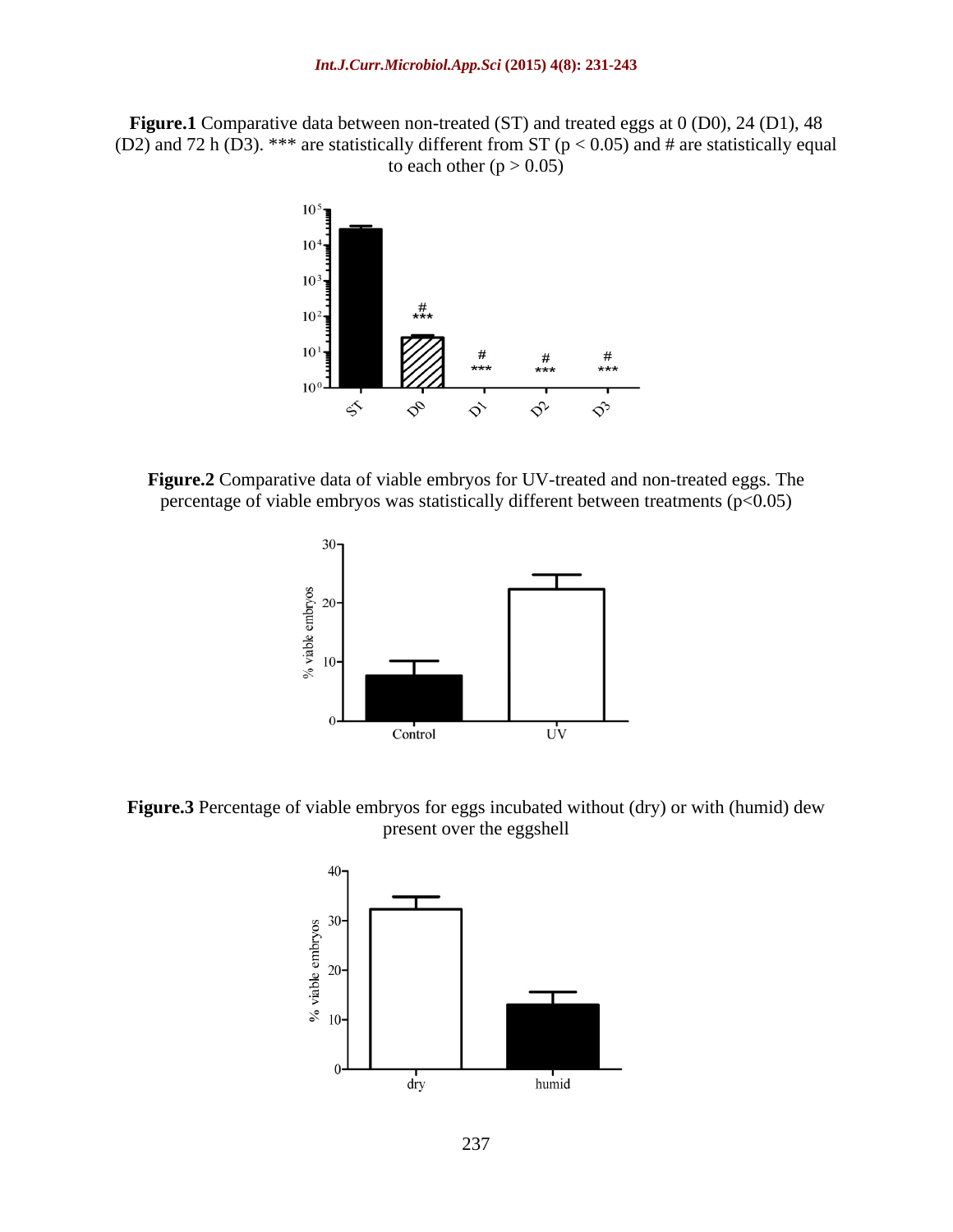**Figure.1** Comparative data between non-treated (ST) and treated eggs at 0 (D0), 24 (D1), 48 (D2) and 72 h (D3). *** are statistically different from ST ($p < 0.05$) and # are statistically equal to each other ($p > 0.05$)

**Figure.2** Comparative data of viable embryos for UV-treated and non-treated eggs. The percentage of viable embryos was statistically different between treatments ($p<0.05$)

**Figure.3** Percentage of viable embryos for eggs incubated without (dry) or with (humid) dew present over the eggshell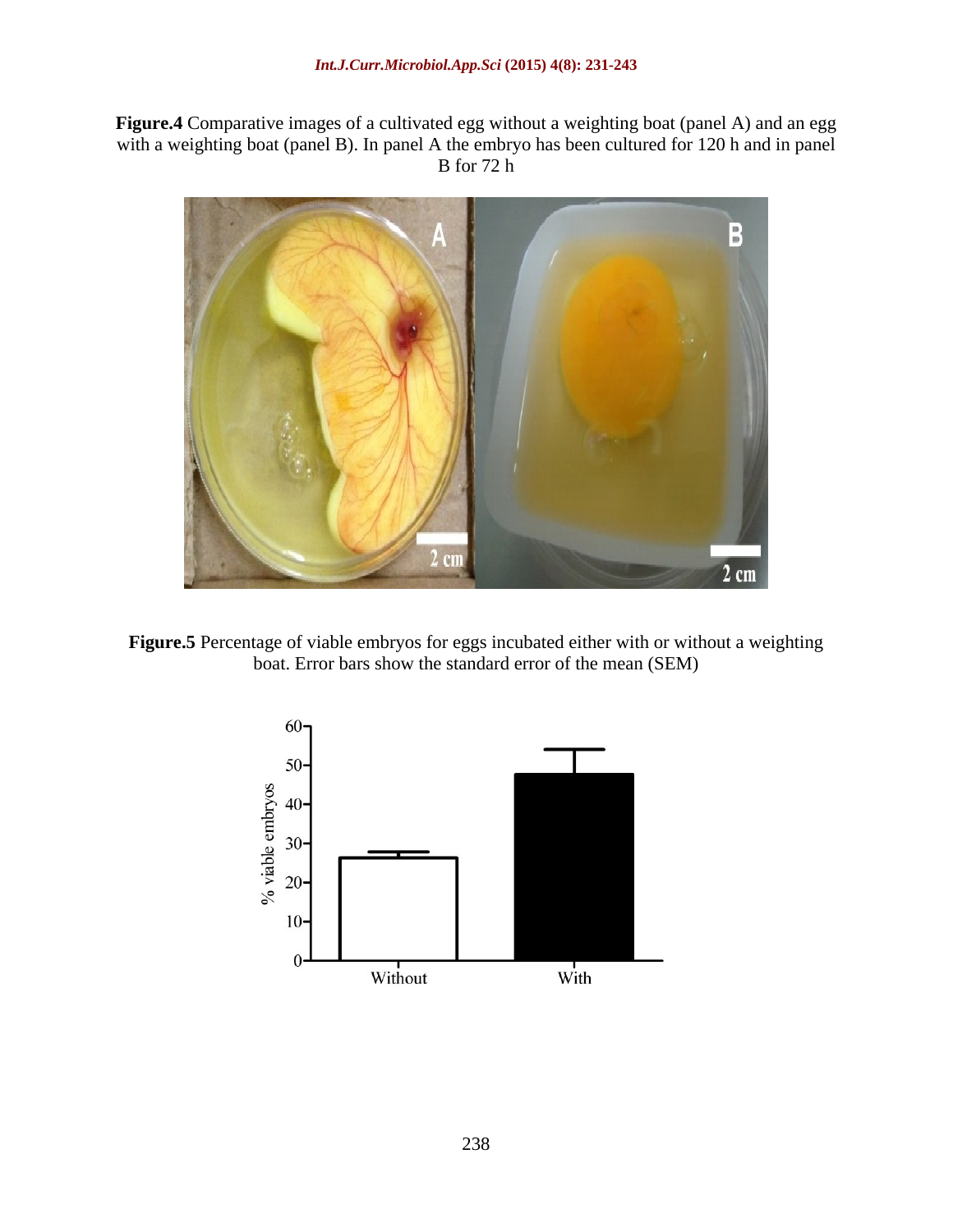**Figure.4** Comparative images of a cultivated egg without a weighting boat (panel A) and an egg with a weighting boat (panel B). In panel A the embryo has been cultured for 120 h and in panel B for 72 h

**Figure.5** Percentage of viable embryos for eggs incubated either with or without a weighting boat. Error bars show the standard error of the mean (SEM)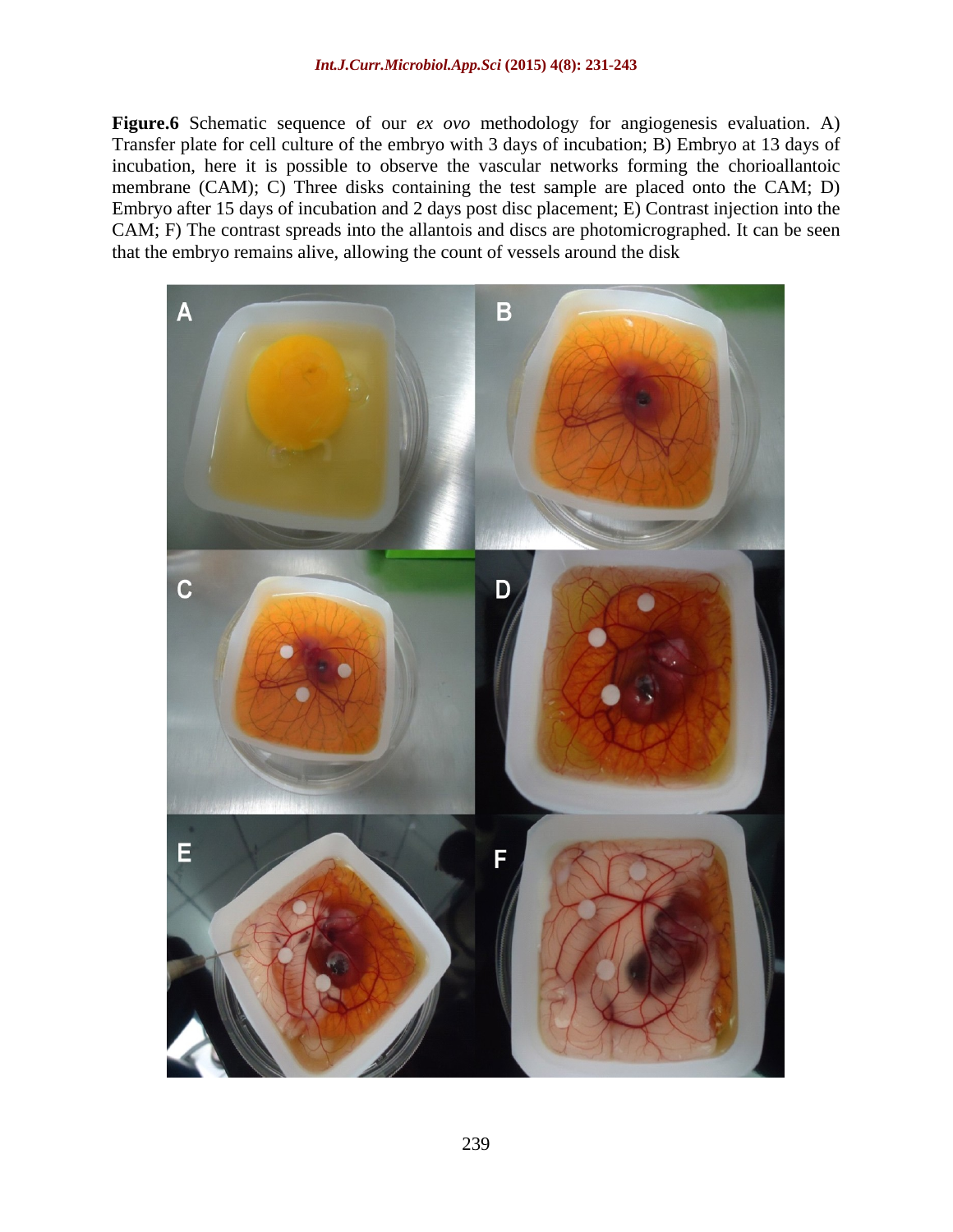**Figure.6** Schematic sequence of our *ex ovo* methodology for angiogenesis evaluation. A) Transfer plate for cell culture of the embryo with 3 days of incubation; B) Embryo at 13 days of incubation, here it is possible to observe the vascular networks forming the chorioallantoic membrane (CAM); C) Three disks containing the test sample are placed onto the CAM; D) Embryo after 15 days of incubation and 2 days post disc placement; E) Contrast injection into the CAM; F) The contrast spreads into the allantois and discs are photomicrographed. It can be seen that the embryo remains alive, allowing the count of vessels around the disk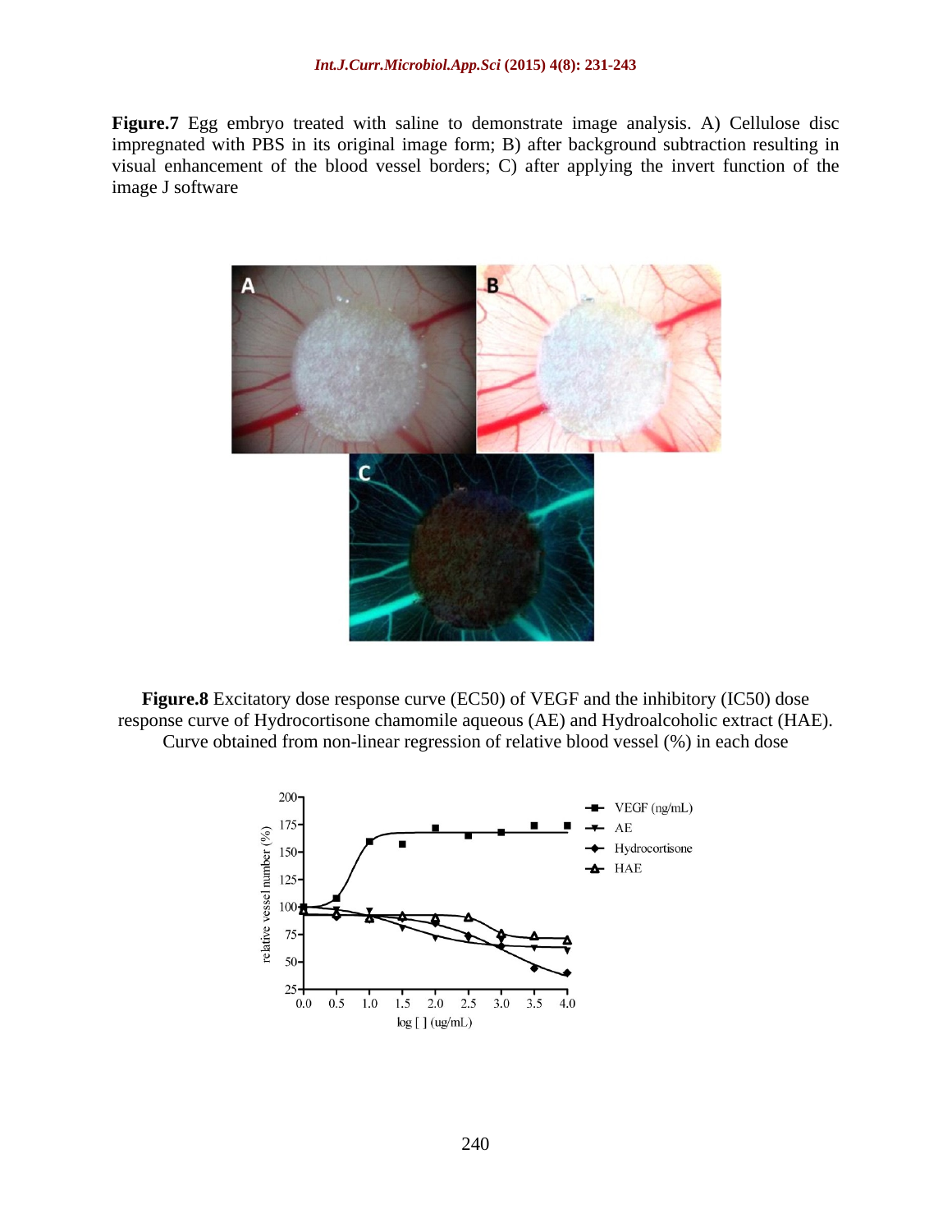**Figure.7** Egg embryo treated with saline to demonstrate image analysis. A) Cellulose disc impregnated with PBS in its original image form; B) after background subtraction resulting in visual enhancement of the blood vessel borders; C) after applying the invert function of the image J software

**Figure.8** Excitatory dose response curve (EC50) of VEGF and the inhibitory (IC50) dose response curve of Hydrocortisone chamomile aqueous (AE) and Hydroalcoholic extract (HAE). Curve obtained from non-linear regression of relative blood vessel (%) in each dose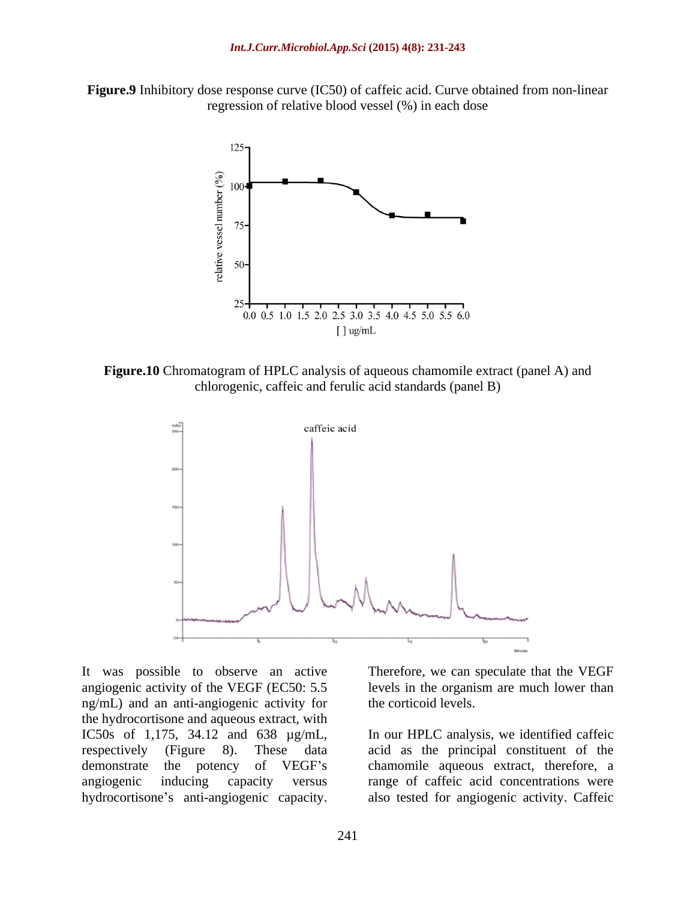**Figure.9** Inhibitory dose response curve (IC50) of caffeic acid. Curve obtained from non-linear regression of relative blood vessel (%) in each dose

**Figure.10** Chromatogram of HPLC analysis of aqueous chamomile extract (panel A) and chlorogenic, caffeic and ferulic acid standards (panel B)

It was possible to observe an active angiogenic activity of the VEGF (EC50: 5.5 ng/mL) and an anti-angiogenic activity for the hydrocortisone and aqueous extract, with IC50s of 1,175, 34.12 and 638 µg/mL, respectively (Figure 8). These data demonstrate the potency of VEGF's angiogenic inducing capacity versus hydrocortisone's anti-angiogenic capacity. Therefore, we can speculate that the VEGF levels in the organism are much lower than the corticoid levels.

In our HPLC analysis, we identified caffeic acid as the principal constituent of the chamomile aqueous extract, therefore, a range of caffeic acid concentrations were also tested for angiogenic activity. Caffeic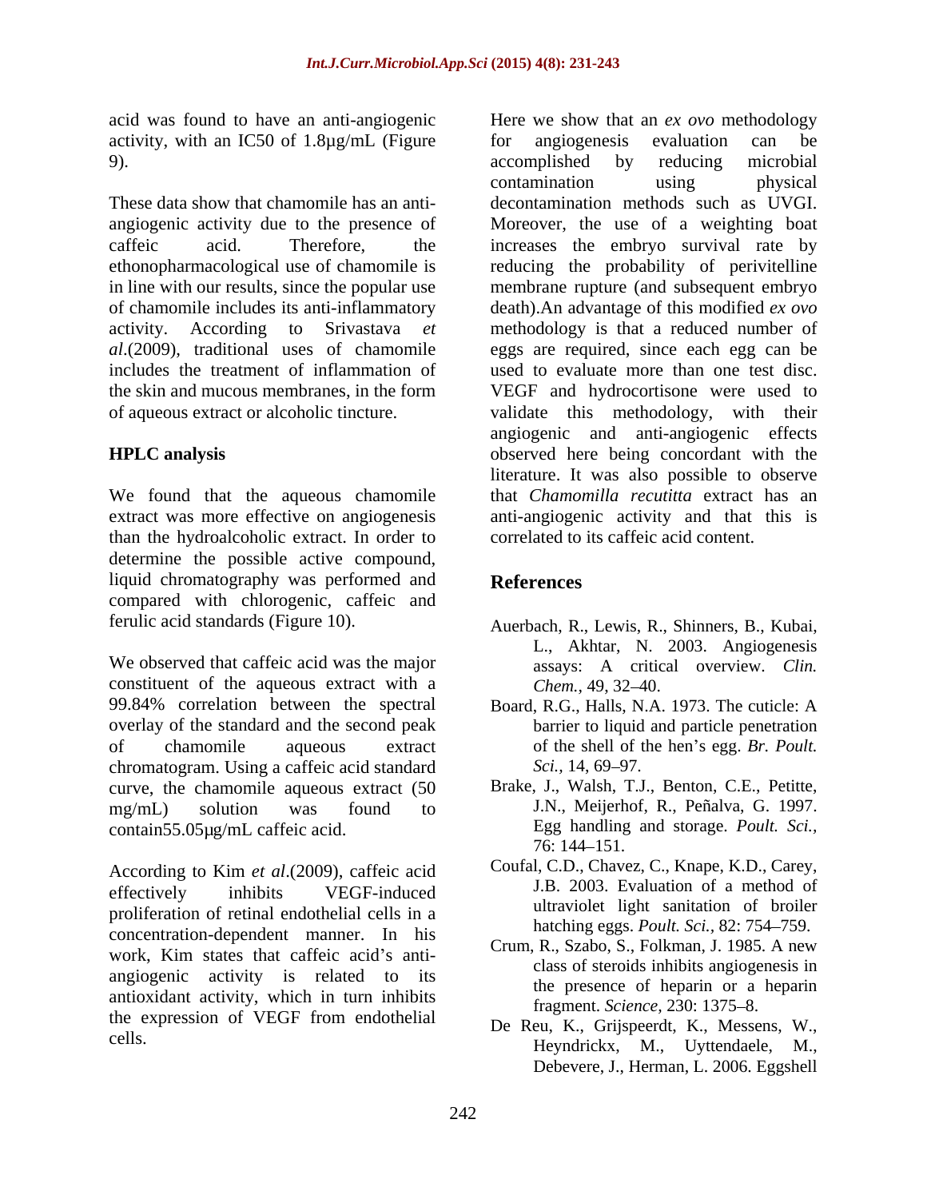acid was found to have an anti-angiogenic activity, with an IC50 of 1.8µg/mL (Figure 9).

These data show that chamomile has an anti-angiogenic activity due to the presence of caffeic acid. Therefore, the ethonopharmacological use of chamomile is in line with our results, since the popular use of chamomile includes its anti-inflammatory activity. According to Srivastava *et al*.(2009), traditional uses of chamomile includes the treatment of inflammation of the skin and mucous membranes, in the form of aqueous extract or alcoholic tincture.

## HPLC analysis

We found that the aqueous chamomile extract was more effective on angiogenesis than the hydroalcoholic extract. In order to determine the possible active compound, liquid chromatography was performed and compared with chlorogenic, caffeic and ferulic acid standards (Figure 10).

We observed that caffeic acid was the major constituent of the aqueous extract with a 99.84% correlation between the spectral overlay of the standard and the second peak of chamomile aqueous extract chromatogram. Using a caffeic acid standard curve, the chamomile aqueous extract (50 mg/mL) solution was found to contain55.05µg/mL caffeic acid.

According to Kim *et al*.(2009), caffeic acid effectively inhibits VEGF-induced proliferation of retinal endothelial cells in a concentration-dependent manner. In his work, Kim states that caffeic acid's anti-angiogenic activity is related to its antioxidant activity, which in turn inhibits the expression of VEGF from endothelial cells.

Here we show that an *ex ovo* methodology for angiogenesis evaluation can be accomplished by reducing microbial contamination using physical decontamination methods such as UVGI. Moreover, the use of a weighting boat increases the embryo survival rate by reducing the probability of perivitelline membrane rupture (and subsequent embryo death).An advantage of this modified *ex ovo* methodology is that a reduced number of eggs are required, since each egg can be used to evaluate more than one test disc. VEGF and hydrocortisone were used to validate this methodology, with their angiogenic and anti-angiogenic effects observed here being concordant with the literature. It was also possible to observe that *Chamomilla recutitta* extract has an anti-angiogenic activity and that this is correlated to its caffeic acid content.

## References

- Auerbach, R., Lewis, R., Shinners, B., Kubai, L., Akhtar, N. 2003. Angiogenesis assays: A critical overview. *Clin. Chem.*, 49, 32–40.
- Board, R.G., Halls, N.A. 1973. The cuticle: A barrier to liquid and particle penetration of the shell of the hen's egg. *Br. Poult. Sci.*, 14, 69–97.
- Brake, J., Walsh, T.J., Benton, C.E., Petitte, J.N., Meijerhof, R., Peñalva, G. 1997. Egg handling and storage. *Poult. Sci.*, 76: 144–151.
- Coufal, C.D., Chavez, C., Knape, K.D., Carey, J.B. 2003. Evaluation of a method of ultraviolet light sanitation of broiler hatching eggs. *Poult. Sci.*, 82: 754–759.
- Crum, R., Szabo, S., Folkman, J. 1985. A new class of steroids inhibits angiogenesis in the presence of heparin or a heparin fragment. *Science*, 230: 1375–8.
- De Reu, K., Grijspeerdt, K., Messens, W., Heyndrickx, M., Uyttendaele, M., Debevere, J., Herman, L. 2006. Eggshell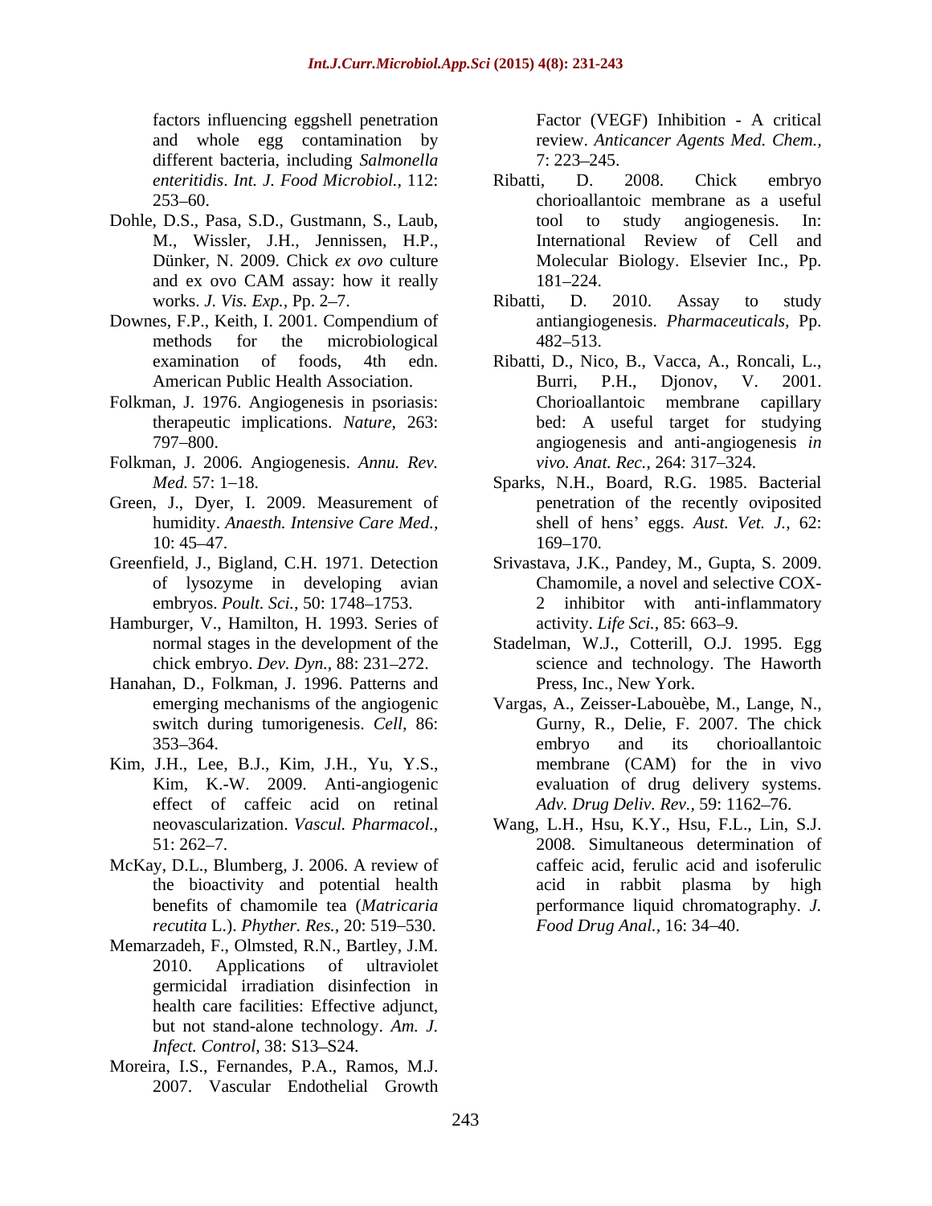factors influencing eggshell penetration and whole egg contamination by different bacteria, including *Salmonella enteritidis*. *Int. J. Food Microbiol.,* 112: 253–60.

Dohle, D.S., Pasa, S.D., Gustmann, S., Laub, M., Wissler, J.H., Jennissen, H.P., Dünker, N. 2009. Chick *ex ovo* culture and ex ovo CAM assay: how it really works. *J. Vis. Exp.,* Pp. 2–7.

Downes, F.P., Keith, I. 2001. Compendium of methods for the microbiological examination of foods, 4th edn. American Public Health Association.

Folkman, J. 1976. Angiogenesis in psoriasis: therapeutic implications. *Nature,* 263: 797–800.

Folkman, J. 2006. Angiogenesis. *Annu. Rev. Med.* 57: 1–18.

Green, J., Dyer, I. 2009. Measurement of humidity. *Anaesth. Intensive Care Med.,* 10: 45–47.

Greenfield, J., Bigland, C.H. 1971. Detection of lysozyme in developing avian embryos. *Poult. Sci.,* 50: 1748–1753.

Hamburger, V., Hamilton, H. 1993. Series of normal stages in the development of the chick embryo. *Dev. Dyn.,* 88: 231–272.

Hanahan, D., Folkman, J. 1996. Patterns and emerging mechanisms of the angiogenic switch during tumorigenesis. *Cell,* 86: 353–364.

Kim, J.H., Lee, B.J., Kim, J.H., Yu, Y.S., Kim, K.-W. 2009. Anti-angiogenic effect of caffeic acid on retinal neovascularization. *Vascul. Pharmacol.,* 51: 262–7.

McKay, D.L., Blumberg, J. 2006. A review of the bioactivity and potential health benefits of chamomile tea (*Matricaria recutita* L.). *Phyther. Res.,* 20: 519–530.

Memarzadeh, F., Olmsted, R.N., Bartley, J.M. 2010. Applications of ultraviolet germicidal irradiation disinfection in health care facilities: Effective adjunct, but not stand-alone technology. *Am. J. Infect. Control,* 38: S13–S24.

Moreira, I.S., Fernandes, P.A., Ramos, M.J. 2007. Vascular Endothelial Growth Factor (VEGF) Inhibition - A critical review. *Anticancer Agents Med. Chem.,* 7: 223–245.

Ribatti, D. 2008. Chick embryo chorioallantoic membrane as a useful tool to study angiogenesis. In: International Review of Cell and Molecular Biology. Elsevier Inc., Pp. 181–224.

Ribatti, D. 2010. Assay to study antiangiogenesis. *Pharmaceuticals,* Pp. 482–513.

Ribatti, D., Nico, B., Vacca, A., Roncali, L., Burri, P.H., Djonov, V. 2001. Chorioallantoic membrane capillary bed: A useful target for studying angiogenesis and anti-angiogenesis *in vivo*. *Anat. Rec.,* 264: 317–324.

Sparks, N.H., Board, R.G. 1985. Bacterial penetration of the recently oviposited shell of hens' eggs. *Aust. Vet. J.,* 62: 169–170.

Srivastava, J.K., Pandey, M., Gupta, S. 2009. Chamomile, a novel and selective COX-2 inhibitor with anti-inflammatory activity. *Life Sci.,* 85: 663–9.

Stadelman, W.J., Cotterill, O.J. 1995. Egg science and technology. The Haworth Press, Inc., New York.

Vargas, A., Zeisser-Labouèbe, M., Lange, N., Gurny, R., Delie, F. 2007. The chick embryo and its chorioallantoic membrane (CAM) for the in vivo evaluation of drug delivery systems. *Adv. Drug Deliv. Rev.,* 59: 1162–76.

Wang, L.H., Hsu, K.Y., Hsu, F.L., Lin, S.J. 2008. Simultaneous determination of caffeic acid, ferulic acid and isoferulic acid in rabbit plasma by high performance liquid chromatography. *J. Food Drug Anal.,* 16: 34–40.